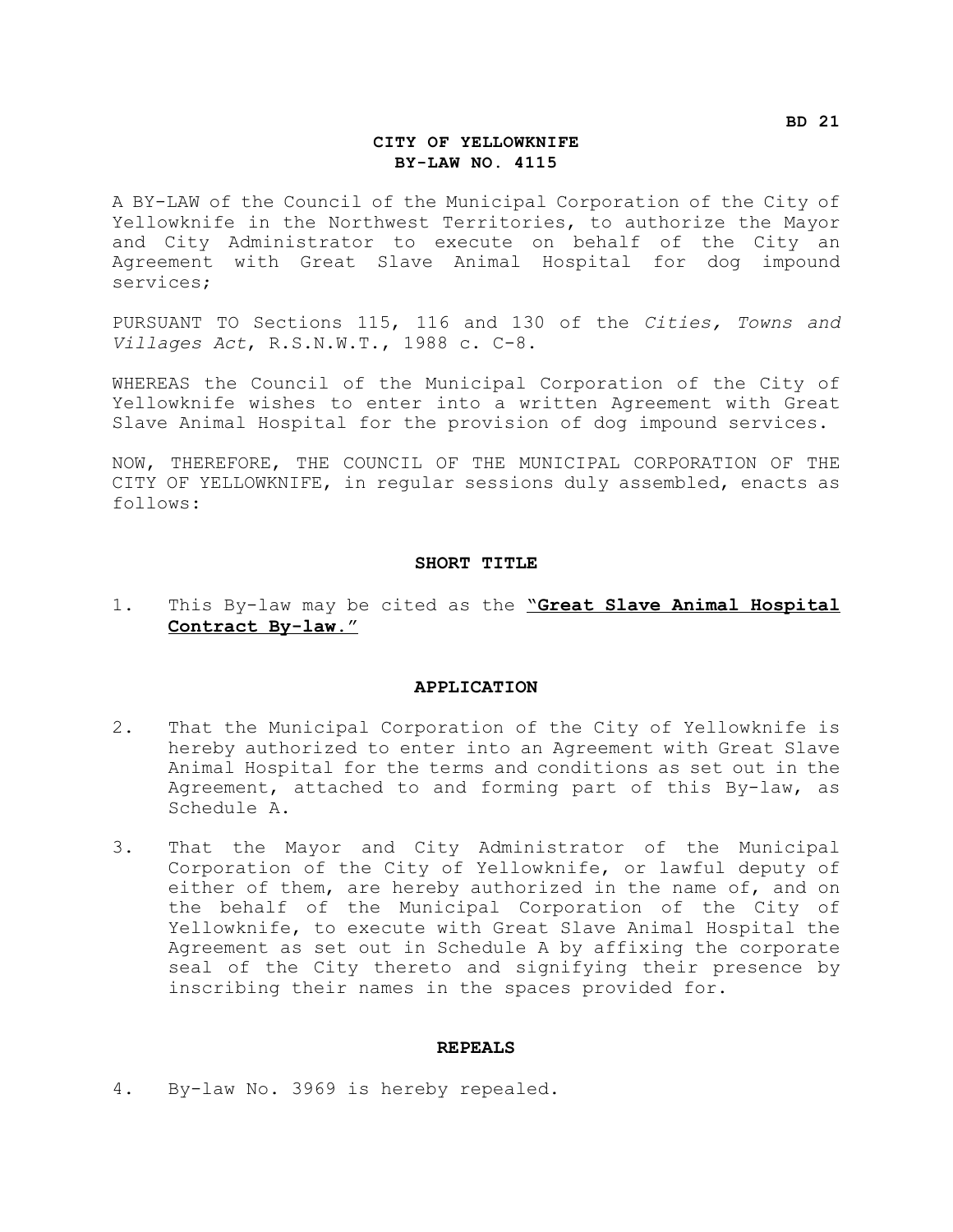BD 21

# CITY OF YELLOWKNIFE
# BY-LAW NO. 4115

A BY-LAW of the Council of the Municipal Corporation of the City of Yellowknife in the Northwest Territories, to authorize the Mayor and City Administrator to execute on behalf of the City an Agreement with Great Slave Animal Hospital for dog impound services;

PURSUANT TO Sections 115, 116 and 130 of the *Cities, Towns and Villages Act*, R.S.N.W.T., 1988 c. C-8.

WHEREAS the Council of the Municipal Corporation of the City of Yellowknife wishes to enter into a written Agreement with Great Slave Animal Hospital for the provision of dog impound services.

NOW, THEREFORE, THE COUNCIL OF THE MUNICIPAL CORPORATION OF THE CITY OF YELLOWKNIFE, in regular sessions duly assembled, enacts as follows:

## SHORT TITLE

1. This By-law may be cited as the **"Great Slave Animal Hospital Contract By-law."**

## APPLICATION

2. That the Municipal Corporation of the City of Yellowknife is hereby authorized to enter into an Agreement with Great Slave Animal Hospital for the terms and conditions as set out in the Agreement, attached to and forming part of this By-law, as Schedule A.

3. That the Mayor and City Administrator of the Municipal Corporation of the City of Yellowknife, or lawful deputy of either of them, are hereby authorized in the name of, and on the behalf of the Municipal Corporation of the City of Yellowknife, to execute with Great Slave Animal Hospital the Agreement as set out in Schedule A by affixing the corporate seal of the City thereto and signifying their presence by inscribing their names in the spaces provided for.

## REPEALS

4. By-law No. 3969 is hereby repealed.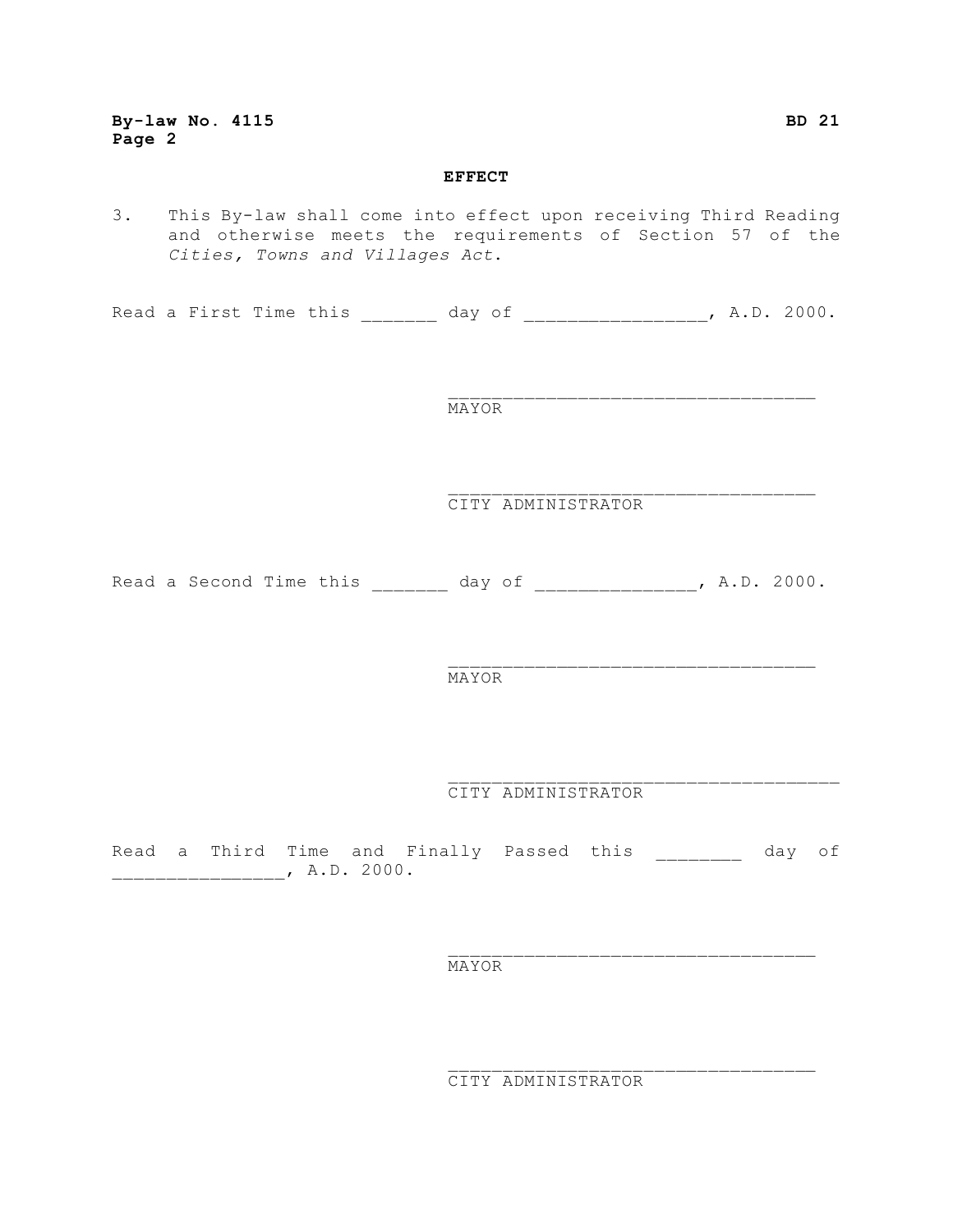**EFFECT**

3. This By-law shall come into effect upon receiving Third Reading and otherwise meets the requirements of Section 57 of the *Cities, Towns and Villages Act*.

Read a First Time this _______ day of ________________, A.D. 2000.

__________________________________
MAYOR

__________________________________
CITY ADMINISTRATOR

Read a Second Time this _______ day of ______________, A.D. 2000.

__________________________________
MAYOR

__________________________________
CITY ADMINISTRATOR

Read a Third Time and Finally Passed this ________ day of _______________, A.D. 2000.

__________________________________
MAYOR

__________________________________
CITY ADMINISTRATOR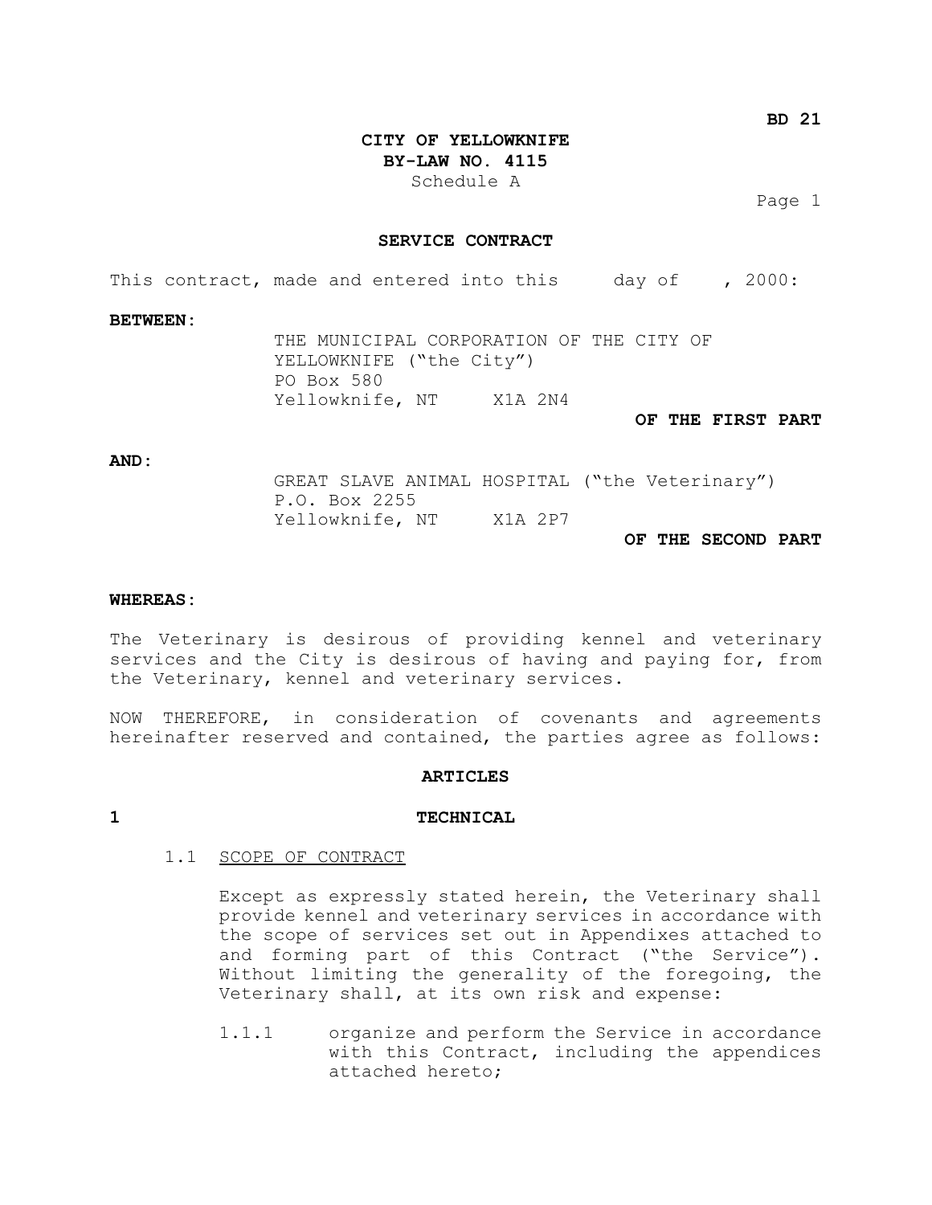**BD 21**

**CITY OF YELLOWKNIFE**
**BY-LAW NO. 4115**
Schedule A

## SERVICE CONTRACT

This contract, made and entered into this day of , 2000:

**BETWEEN:**

THE MUNICIPAL CORPORATION OF THE CITY OF YELLOWKNIFE ("the City")
PO Box 580
Yellowknife, NT X1A 2N4

**OF THE FIRST PART**

**AND:**

GREAT SLAVE ANIMAL HOSPITAL ("the Veterinary")
P.O. Box 2255
Yellowknife, NT X1A 2P7

**OF THE SECOND PART**

**WHEREAS:**

The Veterinary is desirous of providing kennel and veterinary services and the City is desirous of having and paying for, from the Veterinary, kennel and veterinary services.

NOW THEREFORE, in consideration of covenants and agreements hereinafter reserved and contained, the parties agree as follows:

## ARTICLES

### 1 TECHNICAL

1.1 SCOPE OF CONTRACT

Except as expressly stated herein, the Veterinary shall provide kennel and veterinary services in accordance with the scope of services set out in Appendixes attached to and forming part of this Contract ("the Service"). Without limiting the generality of the foregoing, the Veterinary shall, at its own risk and expense:

1.1.1 organize and perform the Service in accordance with this Contract, including the appendices attached hereto;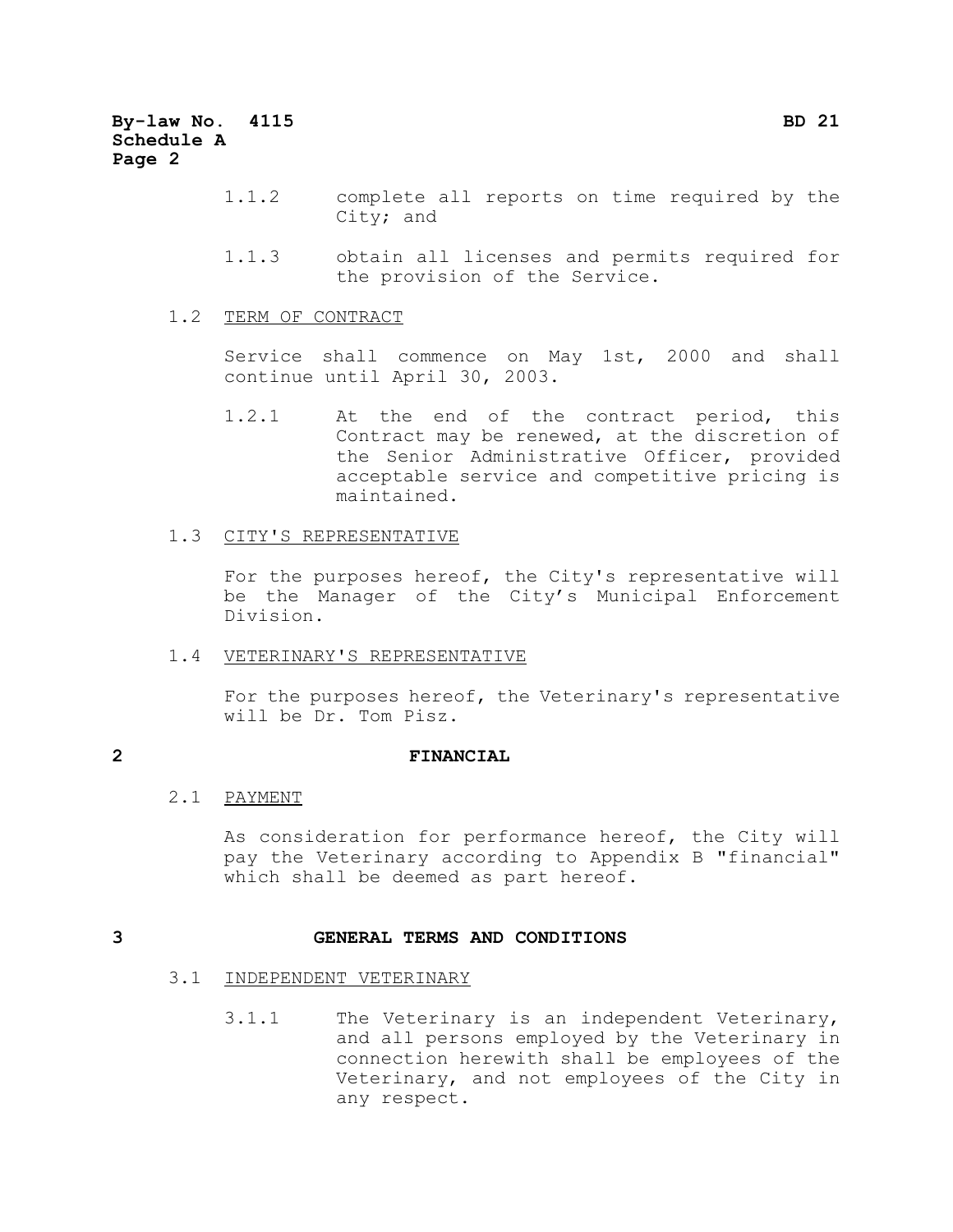1.1.2 complete all reports on time required by the City; and

1.1.3 obtain all licenses and permits required for the provision of the Service.

1.2 <u>TERM OF CONTRACT</u>

Service shall commence on May 1st, 2000 and shall continue until April 30, 2003.

1.2.1 At the end of the contract period, this Contract may be renewed, at the discretion of the Senior Administrative Officer, provided acceptable service and competitive pricing is maintained.

1.3 <u>CITY'S REPRESENTATIVE</u>

For the purposes hereof, the City's representative will be the Manager of the City's Municipal Enforcement Division.

1.4 <u>VETERINARY'S REPRESENTATIVE</u>

For the purposes hereof, the Veterinary's representative will be Dr. Tom Pisz.

## 2 FINANCIAL

2.1 <u>PAYMENT</u>

As consideration for performance hereof, the City will pay the Veterinary according to Appendix B "financial" which shall be deemed as part hereof.

## 3 GENERAL TERMS AND CONDITIONS

3.1 <u>INDEPENDENT VETERINARY</u>

3.1.1 The Veterinary is an independent Veterinary, and all persons employed by the Veterinary in connection herewith shall be employees of the Veterinary, and not employees of the City in any respect.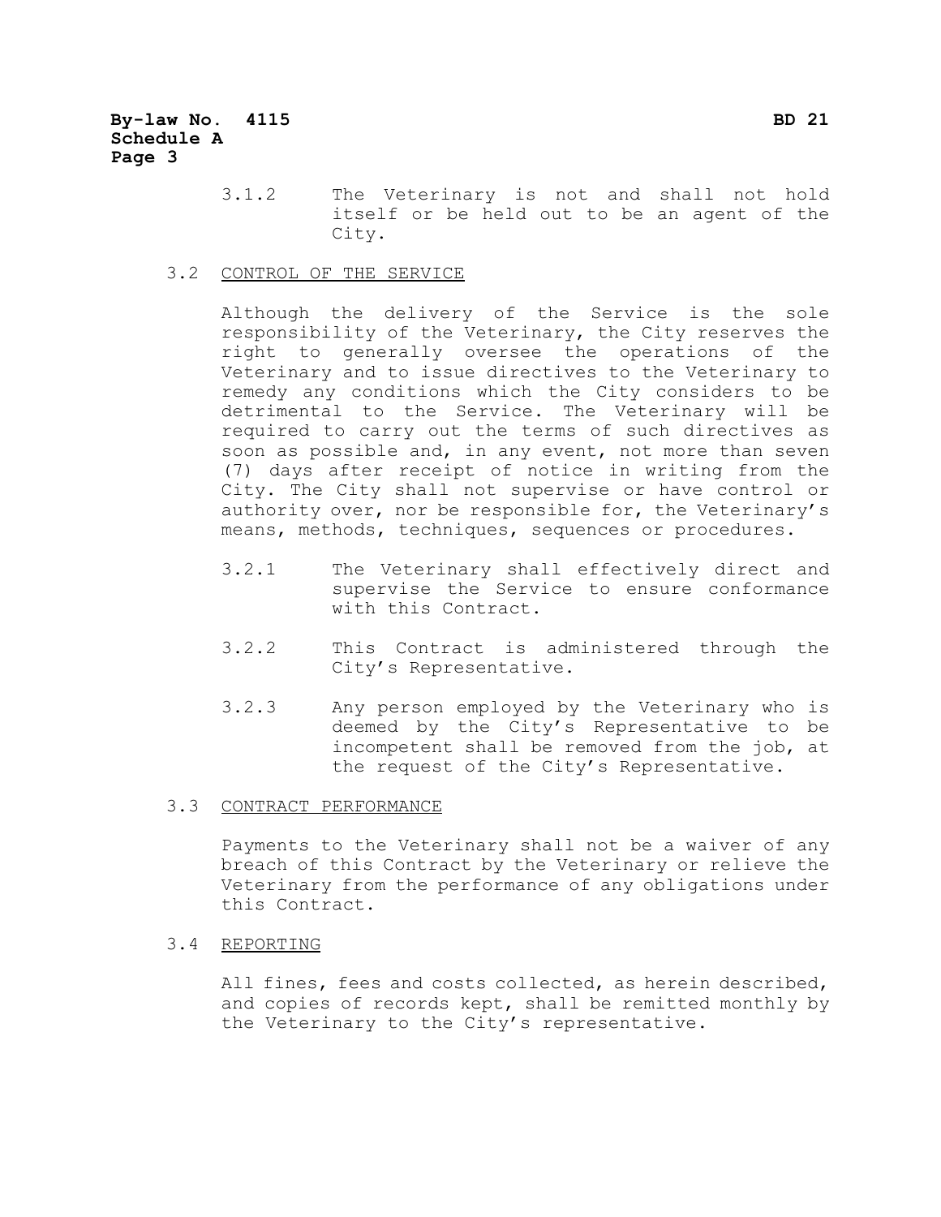3.1.2 The Veterinary is not and shall not hold itself or be held out to be an agent of the City.

3.2 CONTROL OF THE SERVICE

Although the delivery of the Service is the sole responsibility of the Veterinary, the City reserves the right to generally oversee the operations of the Veterinary and to issue directives to the Veterinary to remedy any conditions which the City considers to be detrimental to the Service. The Veterinary will be required to carry out the terms of such directives as soon as possible and, in any event, not more than seven (7) days after receipt of notice in writing from the City. The City shall not supervise or have control or authority over, nor be responsible for, the Veterinary's means, methods, techniques, sequences or procedures.

3.2.1 The Veterinary shall effectively direct and supervise the Service to ensure conformance with this Contract.

3.2.2 This Contract is administered through the City's Representative.

3.2.3 Any person employed by the Veterinary who is deemed by the City's Representative to be incompetent shall be removed from the job, at the request of the City's Representative.

3.3 CONTRACT PERFORMANCE

Payments to the Veterinary shall not be a waiver of any breach of this Contract by the Veterinary or relieve the Veterinary from the performance of any obligations under this Contract.

3.4 REPORTING

All fines, fees and costs collected, as herein described, and copies of records kept, shall be remitted monthly by the Veterinary to the City's representative.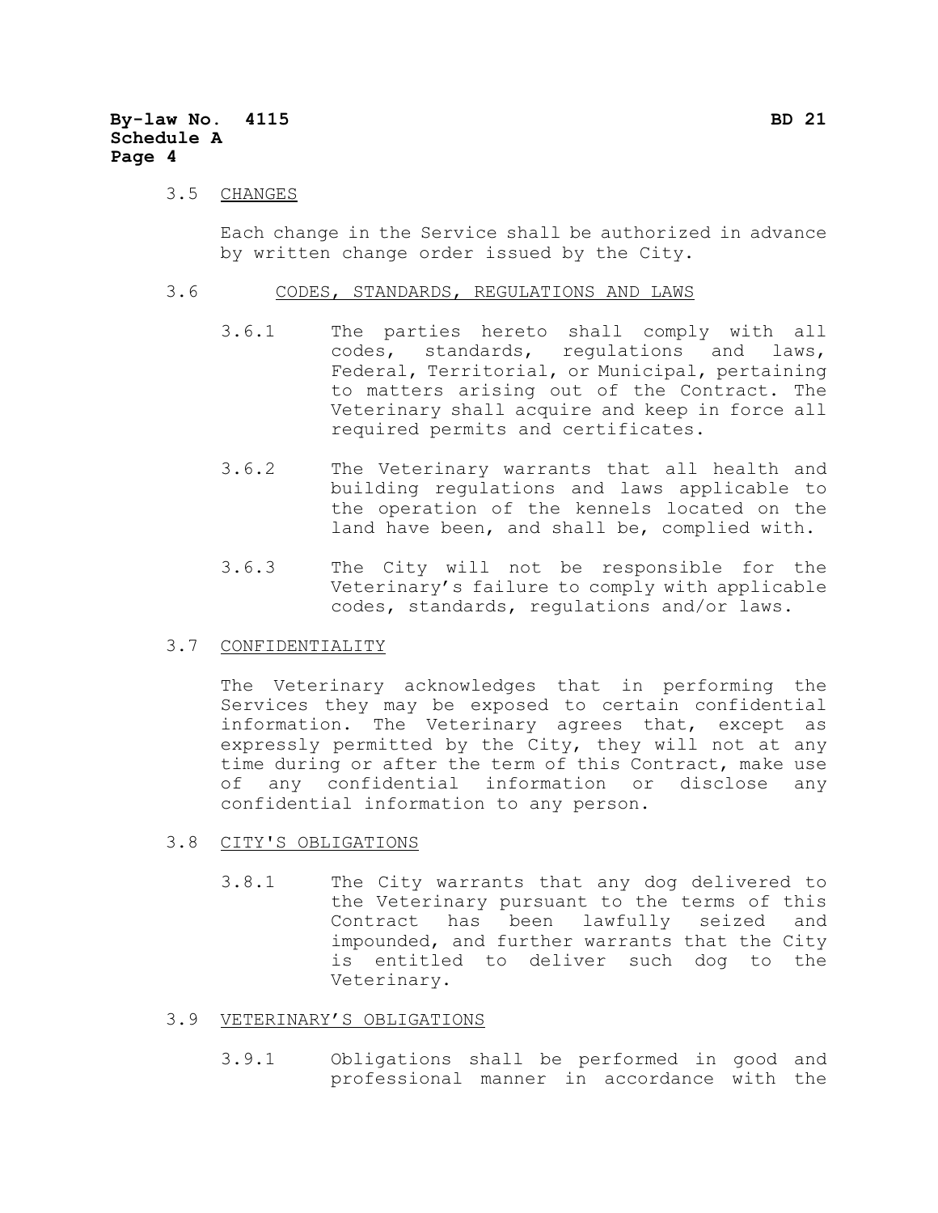3.5 CHANGES

Each change in the Service shall be authorized in advance by written change order issued by the City.

3.6 CODES, STANDARDS, REGULATIONS AND LAWS

3.6.1 The parties hereto shall comply with all codes, standards, regulations and laws, Federal, Territorial, or Municipal, pertaining to matters arising out of the Contract. The Veterinary shall acquire and keep in force all required permits and certificates.

3.6.2 The Veterinary warrants that all health and building regulations and laws applicable to the operation of the kennels located on the land have been, and shall be, complied with.

3.6.3 The City will not be responsible for the Veterinary's failure to comply with applicable codes, standards, regulations and/or laws.

3.7 CONFIDENTIALITY

The Veterinary acknowledges that in performing the Services they may be exposed to certain confidential information. The Veterinary agrees that, except as expressly permitted by the City, they will not at any time during or after the term of this Contract, make use of any confidential information or disclose any confidential information to any person.

3.8 CITY'S OBLIGATIONS

3.8.1 The City warrants that any dog delivered to the Veterinary pursuant to the terms of this Contract has been lawfully seized and impounded, and further warrants that the City is entitled to deliver such dog to the Veterinary.

3.9 VETERINARY'S OBLIGATIONS

3.9.1 Obligations shall be performed in good and professional manner in accordance with the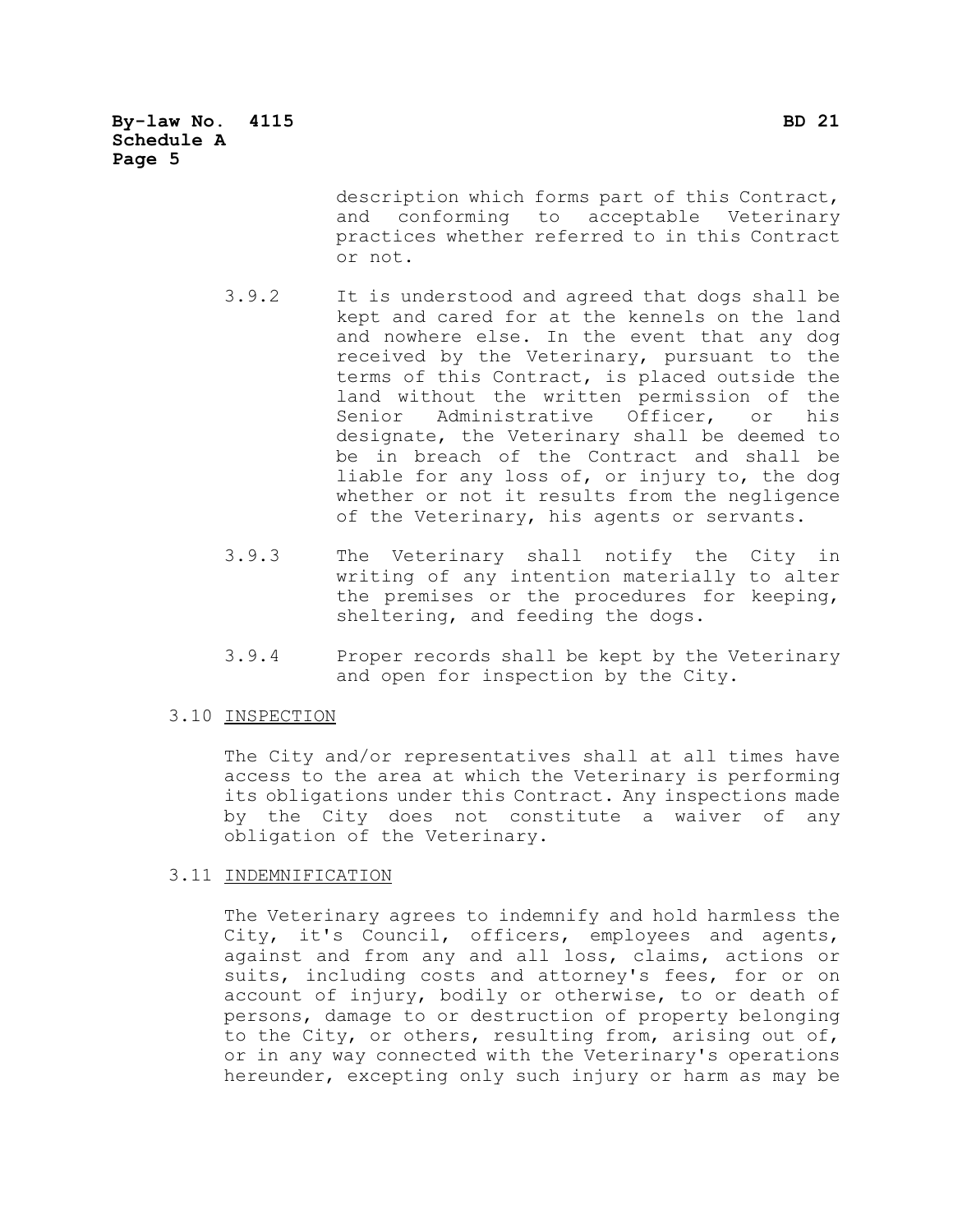description which forms part of this Contract, and conforming to acceptable Veterinary practices whether referred to in this Contract or not.

3.9.2 It is understood and agreed that dogs shall be kept and cared for at the kennels on the land and nowhere else. In the event that any dog received by the Veterinary, pursuant to the terms of this Contract, is placed outside the land without the written permission of the Senior Administrative Officer, or his designate, the Veterinary shall be deemed to be in breach of the Contract and shall be liable for any loss of, or injury to, the dog whether or not it results from the negligence of the Veterinary, his agents or servants.

3.9.3 The Veterinary shall notify the City in writing of any intention materially to alter the premises or the procedures for keeping, sheltering, and feeding the dogs.

3.9.4 Proper records shall be kept by the Veterinary and open for inspection by the City.

3.10 <u>INSPECTION</u>

The City and/or representatives shall at all times have access to the area at which the Veterinary is performing its obligations under this Contract. Any inspections made by the City does not constitute a waiver of any obligation of the Veterinary.

3.11 <u>INDEMNIFICATION</u>

The Veterinary agrees to indemnify and hold harmless the City, it's Council, officers, employees and agents, against and from any and all loss, claims, actions or suits, including costs and attorney's fees, for or on account of injury, bodily or otherwise, to or death of persons, damage to or destruction of property belonging to the City, or others, resulting from, arising out of, or in any way connected with the Veterinary's operations hereunder, excepting only such injury or harm as may be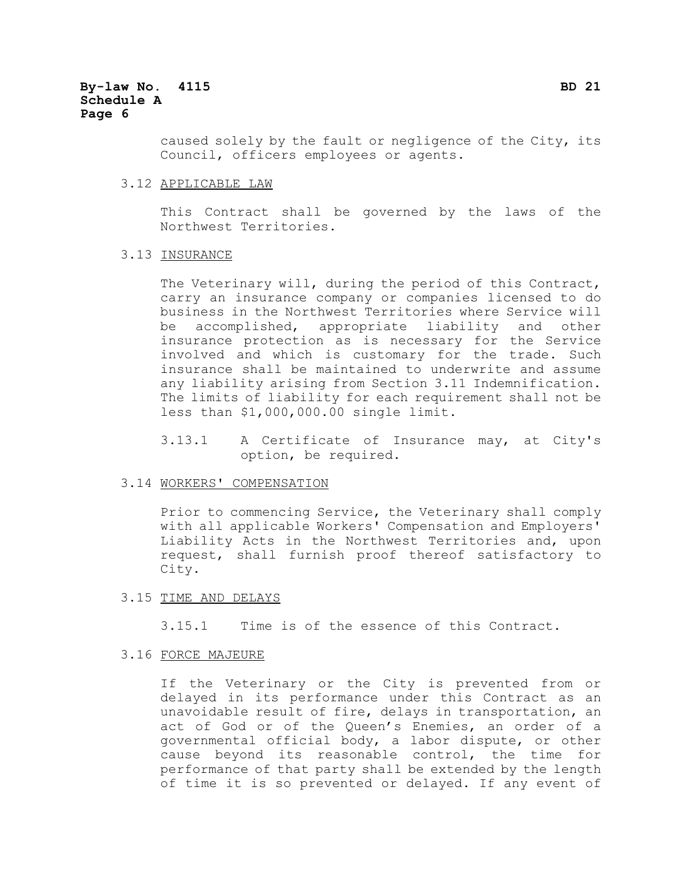caused solely by the fault or negligence of the City, its Council, officers employees or agents.

3.12 APPLICABLE LAW

This Contract shall be governed by the laws of the Northwest Territories.

3.13 INSURANCE

The Veterinary will, during the period of this Contract, carry an insurance company or companies licensed to do business in the Northwest Territories where Service will be accomplished, appropriate liability and other insurance protection as is necessary for the Service involved and which is customary for the trade. Such insurance shall be maintained to underwrite and assume any liability arising from Section 3.11 Indemnification. The limits of liability for each requirement shall not be less than $1,000,000.00 single limit.

3.13.1 A Certificate of Insurance may, at City's option, be required.

3.14 WORKERS' COMPENSATION

Prior to commencing Service, the Veterinary shall comply with all applicable Workers' Compensation and Employers' Liability Acts in the Northwest Territories and, upon request, shall furnish proof thereof satisfactory to City.

3.15 TIME AND DELAYS

3.15.1 Time is of the essence of this Contract.

3.16 FORCE MAJEURE

If the Veterinary or the City is prevented from or delayed in its performance under this Contract as an unavoidable result of fire, delays in transportation, an act of God or of the Queen's Enemies, an order of a governmental official body, a labor dispute, or other cause beyond its reasonable control, the time for performance of that party shall be extended by the length of time it is so prevented or delayed. If any event of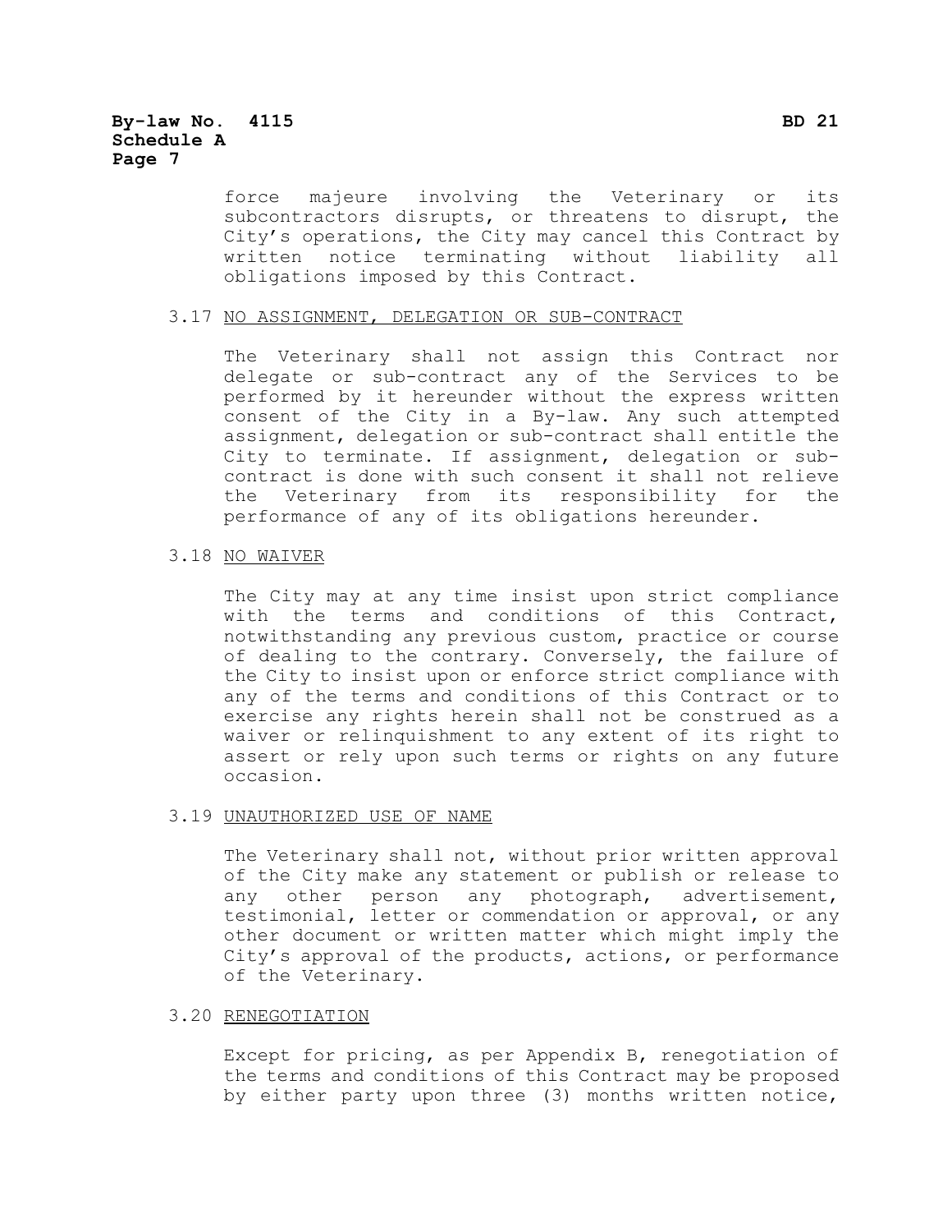force majeure involving the Veterinary or its subcontractors disrupts, or threatens to disrupt, the City's operations, the City may cancel this Contract by written notice terminating without liability all obligations imposed by this Contract.

3.17 NO ASSIGNMENT, DELEGATION OR SUB-CONTRACT

The Veterinary shall not assign this Contract nor delegate or sub-contract any of the Services to be performed by it hereunder without the express written consent of the City in a By-law. Any such attempted assignment, delegation or sub-contract shall entitle the City to terminate. If assignment, delegation or sub-contract is done with such consent it shall not relieve the Veterinary from its responsibility for the performance of any of its obligations hereunder.

3.18 NO WAIVER

The City may at any time insist upon strict compliance with the terms and conditions of this Contract, notwithstanding any previous custom, practice or course of dealing to the contrary. Conversely, the failure of the City to insist upon or enforce strict compliance with any of the terms and conditions of this Contract or to exercise any rights herein shall not be construed as a waiver or relinquishment to any extent of its right to assert or rely upon such terms or rights on any future occasion.

3.19 UNAUTHORIZED USE OF NAME

The Veterinary shall not, without prior written approval of the City make any statement or publish or release to any other person any photograph, advertisement, testimonial, letter or commendation or approval, or any other document or written matter which might imply the City's approval of the products, actions, or performance of the Veterinary.

3.20 RENEGOTIATION

Except for pricing, as per Appendix B, renegotiation of the terms and conditions of this Contract may be proposed by either party upon three (3) months written notice,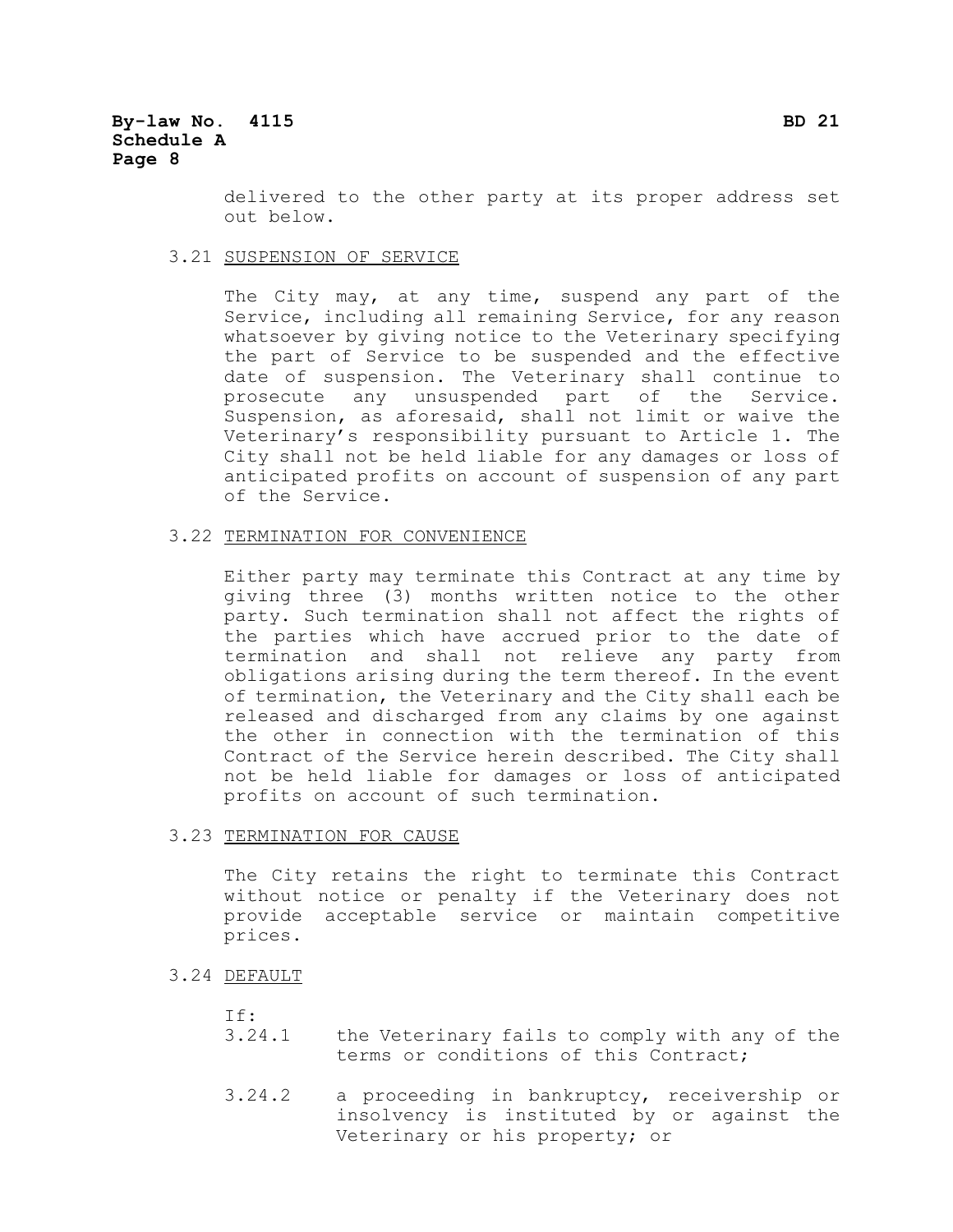delivered to the other party at its proper address set out below.

3.21 SUSPENSION OF SERVICE

The City may, at any time, suspend any part of the Service, including all remaining Service, for any reason whatsoever by giving notice to the Veterinary specifying the part of Service to be suspended and the effective date of suspension. The Veterinary shall continue to prosecute any unsuspended part of the Service. Suspension, as aforesaid, shall not limit or waive the Veterinary's responsibility pursuant to Article 1. The City shall not be held liable for any damages or loss of anticipated profits on account of suspension of any part of the Service.

3.22 TERMINATION FOR CONVENIENCE

Either party may terminate this Contract at any time by giving three (3) months written notice to the other party. Such termination shall not affect the rights of the parties which have accrued prior to the date of termination and shall not relieve any party from obligations arising during the term thereof. In the event of termination, the Veterinary and the City shall each be released and discharged from any claims by one against the other in connection with the termination of this Contract of the Service herein described. The City shall not be held liable for damages or loss of anticipated profits on account of such termination.

3.23 TERMINATION FOR CAUSE

The City retains the right to terminate this Contract without notice or penalty if the Veterinary does not provide acceptable service or maintain competitive prices.

3.24 DEFAULT

If:

3.24.1 the Veterinary fails to comply with any of the terms or conditions of this Contract;

3.24.2 a proceeding in bankruptcy, receivership or insolvency is instituted by or against the Veterinary or his property; or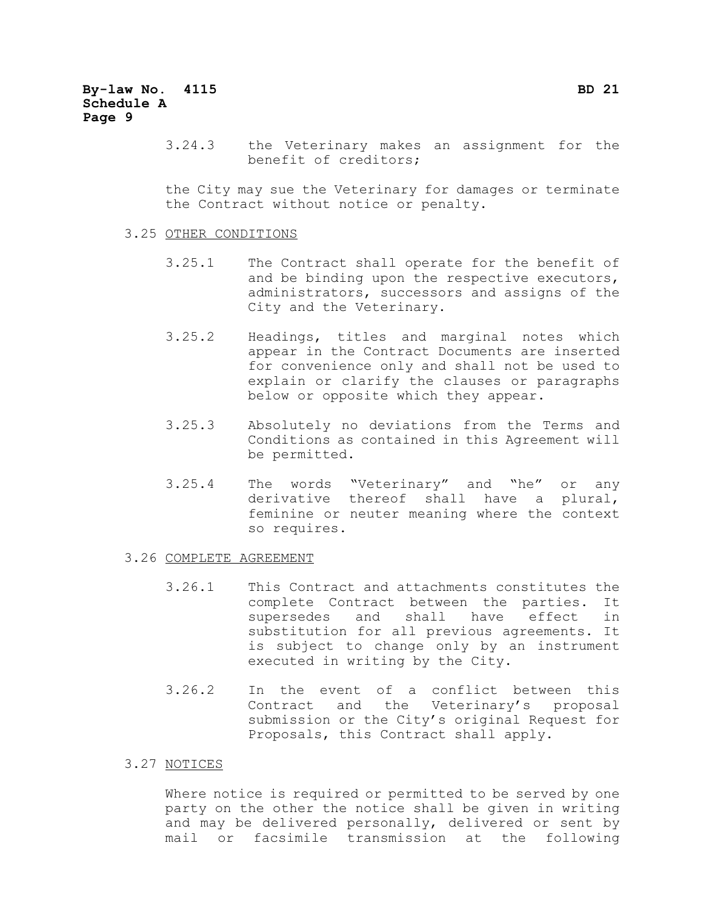3.24.3 the Veterinary makes an assignment for the benefit of creditors;

the City may sue the Veterinary for damages or terminate the Contract without notice or penalty.

3.25 <u>OTHER CONDITIONS</u>

3.25.1 The Contract shall operate for the benefit of and be binding upon the respective executors, administrators, successors and assigns of the City and the Veterinary.

3.25.2 Headings, titles and marginal notes which appear in the Contract Documents are inserted for convenience only and shall not be used to explain or clarify the clauses or paragraphs below or opposite which they appear.

3.25.3 Absolutely no deviations from the Terms and Conditions as contained in this Agreement will be permitted.

3.25.4 The words "Veterinary" and "he" or any derivative thereof shall have a plural, feminine or neuter meaning where the context so requires.

3.26 <u>COMPLETE AGREEMENT</u>

3.26.1 This Contract and attachments constitutes the complete Contract between the parties. It supersedes and shall have effect in substitution for all previous agreements. It is subject to change only by an instrument executed in writing by the City.

3.26.2 In the event of a conflict between this Contract and the Veterinary's proposal submission or the City's original Request for Proposals, this Contract shall apply.

3.27 <u>NOTICES</u>

Where notice is required or permitted to be served by one party on the other the notice shall be given in writing and may be delivered personally, delivered or sent by mail or facsimile transmission at the following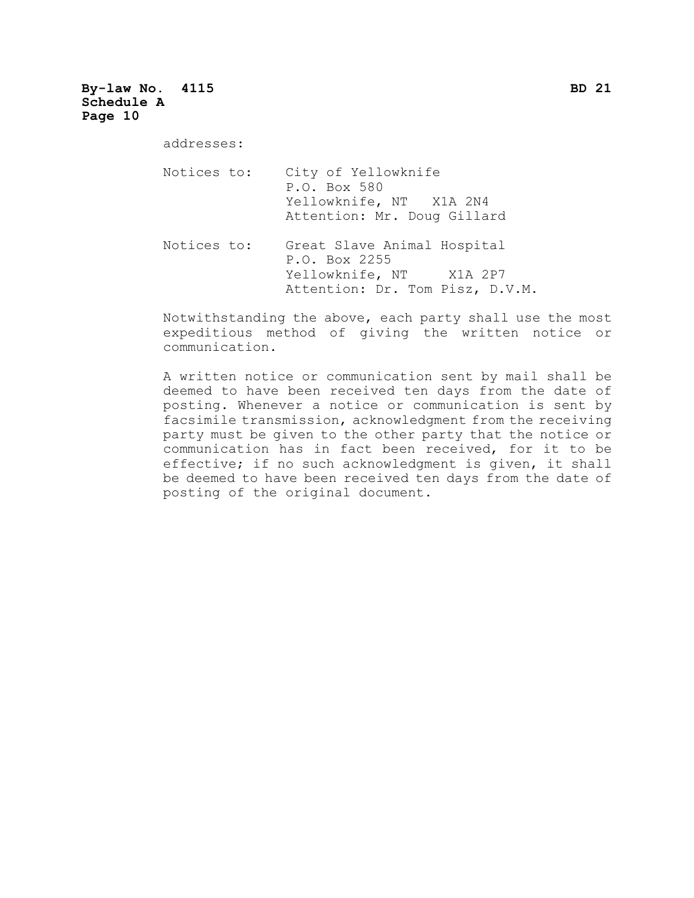addresses:

Notices to: City of Yellowknife
P.O. Box 580
Yellowknife, NT X1A 2N4
Attention: Mr. Doug Gillard

Notices to: Great Slave Animal Hospital
P.O. Box 2255
Yellowknife, NT X1A 2P7
Attention: Dr. Tom Pisz, D.V.M.

Notwithstanding the above, each party shall use the most expeditious method of giving the written notice or communication.

A written notice or communication sent by mail shall be deemed to have been received ten days from the date of posting. Whenever a notice or communication is sent by facsimile transmission, acknowledgment from the receiving party must be given to the other party that the notice or communication has in fact been received, for it to be effective; if no such acknowledgment is given, it shall be deemed to have been received ten days from the date of posting of the original document.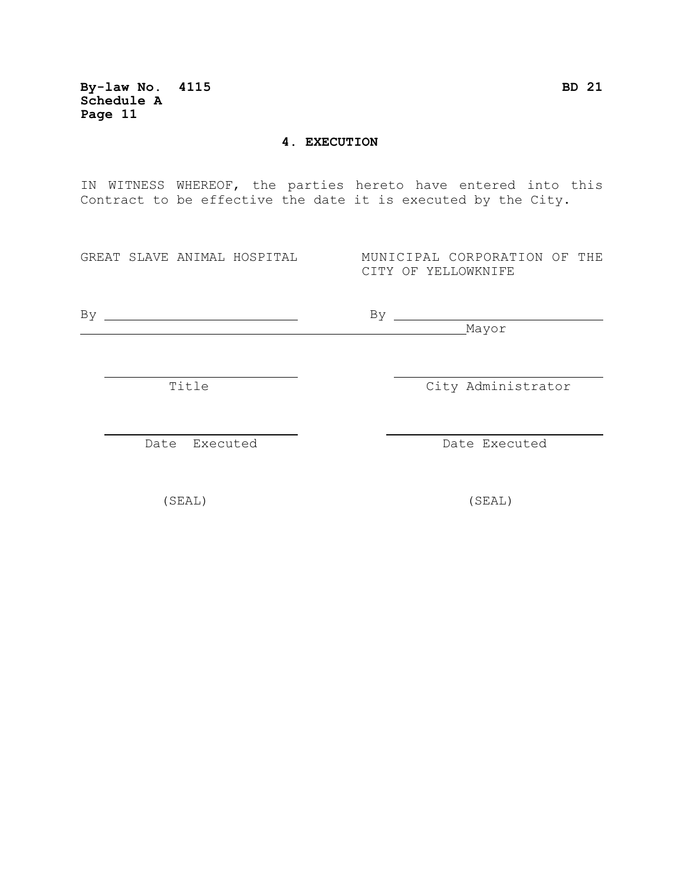## 4. EXECUTION

IN WITNESS WHEREOF, the parties hereto have entered into this Contract to be effective the date it is executed by the City.

| GREAT SLAVE ANIMAL HOSPITAL | MUNICIPAL CORPORATION OF THE CITY OF YELLOWKNIFE |
|---|---|
| By ____________________ | By ____________________ |
| | Mayor |
| ____________________ | ____________________ |
| Title | City Administrator |
| ____________________ | ____________________ |
| Date Executed | Date Executed |
| (SEAL) | (SEAL) |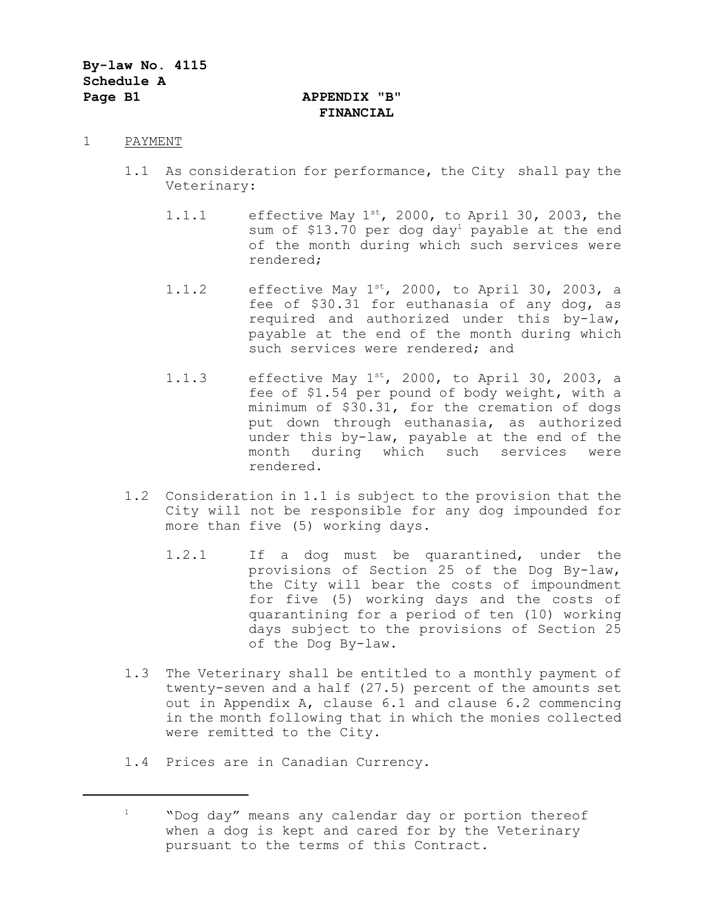**By-law No. 4115**
**Schedule A**
**Page B1**

# APPENDIX "B"
## FINANCIAL

1 PAYMENT

1.1 As consideration for performance, the City shall pay the Veterinary:

1.1.1 effective May 1st, 2000, to April 30, 2003, the sum of $13.70 per dog day[1] payable at the end of the month during which such services were rendered;

1.1.2 effective May 1st, 2000, to April 30, 2003, a fee of $30.31 for euthanasia of any dog, as required and authorized under this by-law, payable at the end of the month during which such services were rendered; and

1.1.3 effective May 1st, 2000, to April 30, 2003, a fee of $1.54 per pound of body weight, with a minimum of $30.31, for the cremation of dogs put down through euthanasia, as authorized under this by-law, payable at the end of the month during which such services were rendered.

1.2 Consideration in 1.1 is subject to the provision that the City will not be responsible for any dog impounded for more than five (5) working days.

1.2.1 If a dog must be quarantined, under the provisions of Section 25 of the Dog By-law, the City will bear the costs of impoundment for five (5) working days and the costs of quarantining for a period of ten (10) working days subject to the provisions of Section 25 of the Dog By-law.

1.3 The Veterinary shall be entitled to a monthly payment of twenty-seven and a half (27.5) percent of the amounts set out in Appendix A, clause 6.1 and clause 6.2 commencing in the month following that in which the monies collected were remitted to the City.

1.4 Prices are in Canadian Currency.

---

[1] "Dog day" means any calendar day or portion thereof when a dog is kept and cared for by the Veterinary pursuant to the terms of this Contract.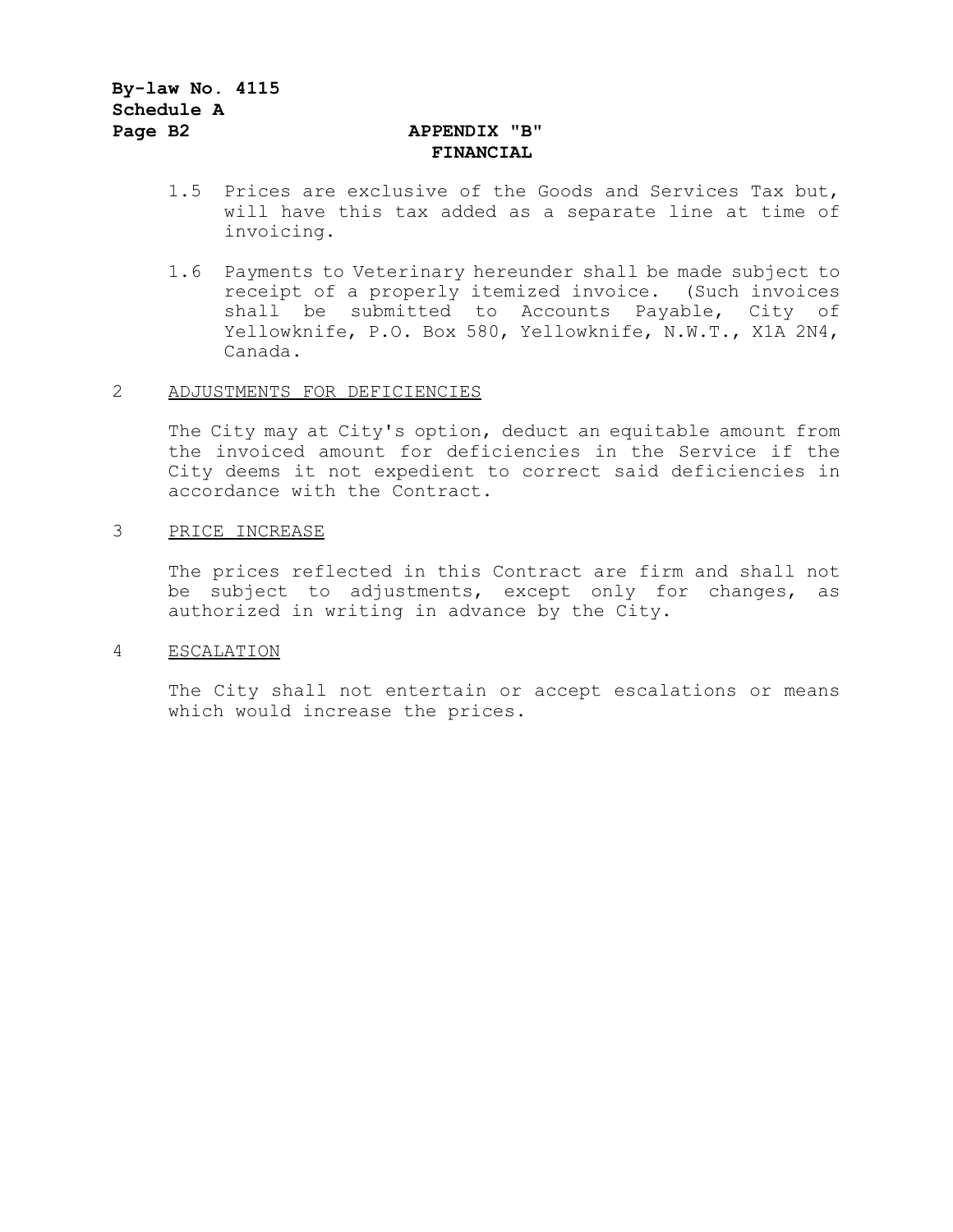**By-law No. 4115**
**Schedule A**
**Page B2**

**APPENDIX "B"**
**FINANCIAL**

1.5 Prices are exclusive of the Goods and Services Tax but, will have this tax added as a separate line at time of invoicing.

1.6 Payments to Veterinary hereunder shall be made subject to receipt of a properly itemized invoice. (Such invoices shall be submitted to Accounts Payable, City of Yellowknife, P.O. Box 580, Yellowknife, N.W.T., X1A 2N4, Canada.

2 ADJUSTMENTS FOR DEFICIENCIES

The City may at City's option, deduct an equitable amount from the invoiced amount for deficiencies in the Service if the City deems it not expedient to correct said deficiencies in accordance with the Contract.

3 PRICE INCREASE

The prices reflected in this Contract are firm and shall not be subject to adjustments, except only for changes, as authorized in writing in advance by the City.

4 ESCALATION

The City shall not entertain or accept escalations or means which would increase the prices.